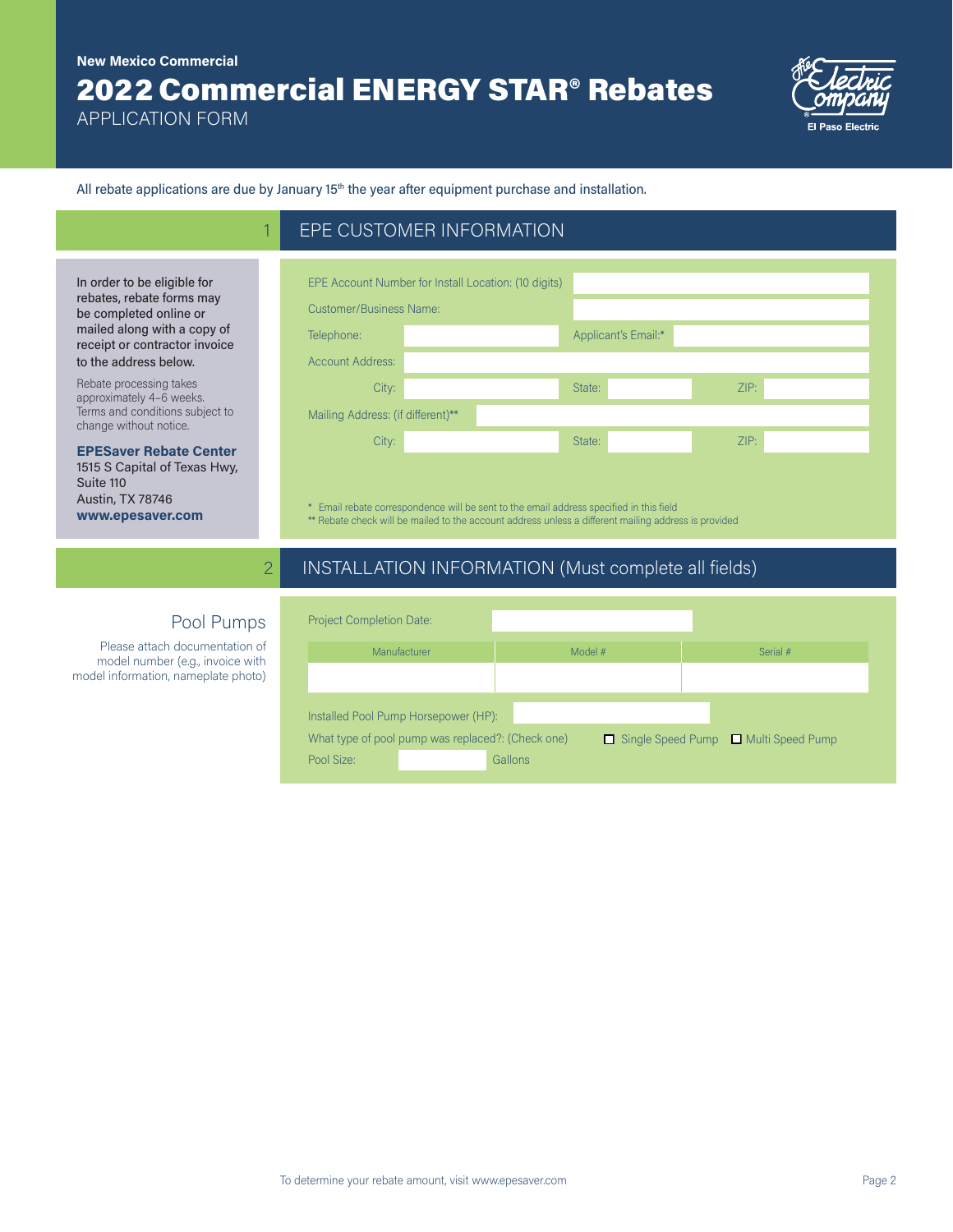New Mexico Commercial

# 2022 Commercial ENERGY STAR® Rebates

APPLICATION FORM

El Paso Electric

All rebate applications are due by January 15th the year after equipment purchase and installation.

## 1 EPE CUSTOMER INFORMATION

In order to be eligible for rebates, rebate forms may be completed online or mailed along with a copy of receipt or contractor invoice to the address below.

Rebate processing takes approximately 4–6 weeks. Terms and conditions subject to change without notice.

**EPESaver Rebate Center**
1515 S Capital of Texas Hwy, Suite 110
Austin, TX 78746
**www.epesaver.com**

EPE Account Number for Install Location: (10 digits):

Customer/Business Name:

Telephone: Applicant's Email:*

Account Address:

City: State: ZIP:

Mailing Address: (if different)**

City: State: ZIP:

\* Email rebate correspondence will be sent to the email address specified in this field
** Rebate check will be mailed to the account address unless a different mailing address is provided

## 2 INSTALLATION INFORMATION (Must complete all fields)

### Pool Pumps

Please attach documentation of model number (e.g., invoice with model information, nameplate photo)

Project Completion Date:

| Manufacturer | Model # | Serial # |
| --- | --- | --- |
| | | |

Installed Pool Pump Horsepower (HP):

What type of pool pump was replaced?: (Check one) ☐ Single Speed Pump ☐ Multi Speed Pump

Pool Size: Gallons

To determine your rebate amount, visit www.epesaver.com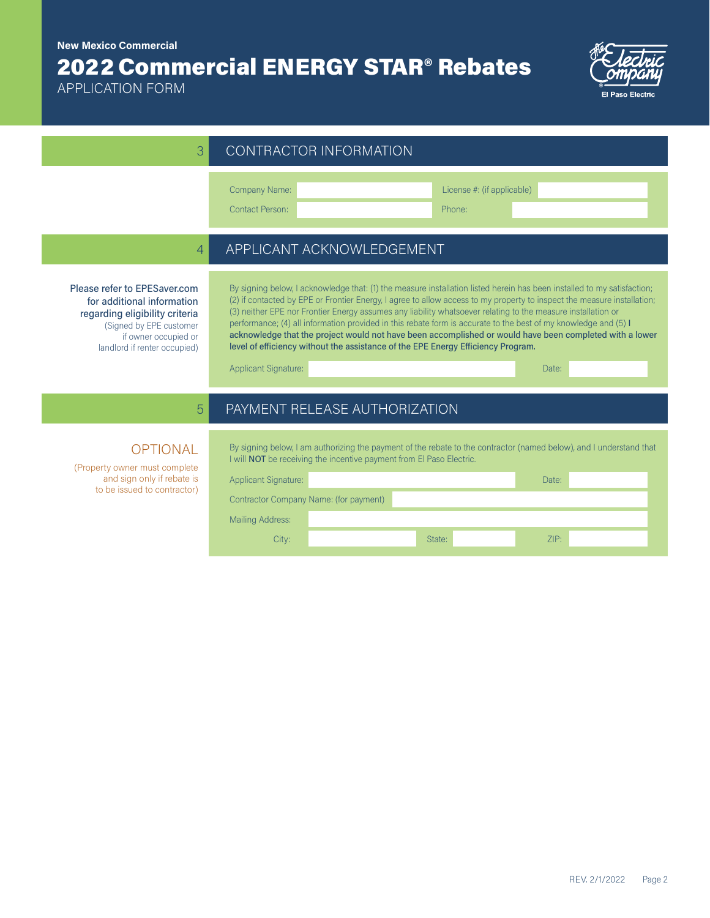New Mexico Commercial

# 2022 Commercial ENERGY STAR® Rebates

APPLICATION FORM

## 3 CONTRACTOR INFORMATION

Company Name: ____________ License #: (if applicable) ____________

Contact Person: ____________ Phone: ____________

## 4 APPLICANT ACKNOWLEDGEMENT

Please refer to EPESaver.com for additional information regarding eligibility criteria (Signed by EPE customer if owner occupied or landlord if renter occupied)

By signing below, I acknowledge that: (1) the measure installation listed herein has been installed to my satisfaction; (2) if contacted by EPE or Frontier Energy, I agree to allow access to my property to inspect the measure installation; (3) neither EPE nor Frontier Energy assumes any liability whatsoever relating to the measure installation or performance; (4) all information provided in this rebate form is accurate to the best of my knowledge and (5) **I acknowledge that the project would not have been accomplished or would have been completed with a lower level of efficiency without the assistance of the EPE Energy Efficiency Program.**

Applicant Signature: ____________ Date: ____________

## 5 PAYMENT RELEASE AUTHORIZATION

OPTIONAL

(Property owner must complete and sign only if rebate is to be issued to contractor)

By signing below, I am authorizing the payment of the rebate to the contractor (named below), and I understand that I will **NOT** be receiving the incentive payment from El Paso Electric.

Applicant Signature: ____________ Date: ____________

Contractor Company Name: (for payment) ____________

Mailing Address: ____________

City: ____________ State: ____________ ZIP: ____________

REV. 2/1/2022